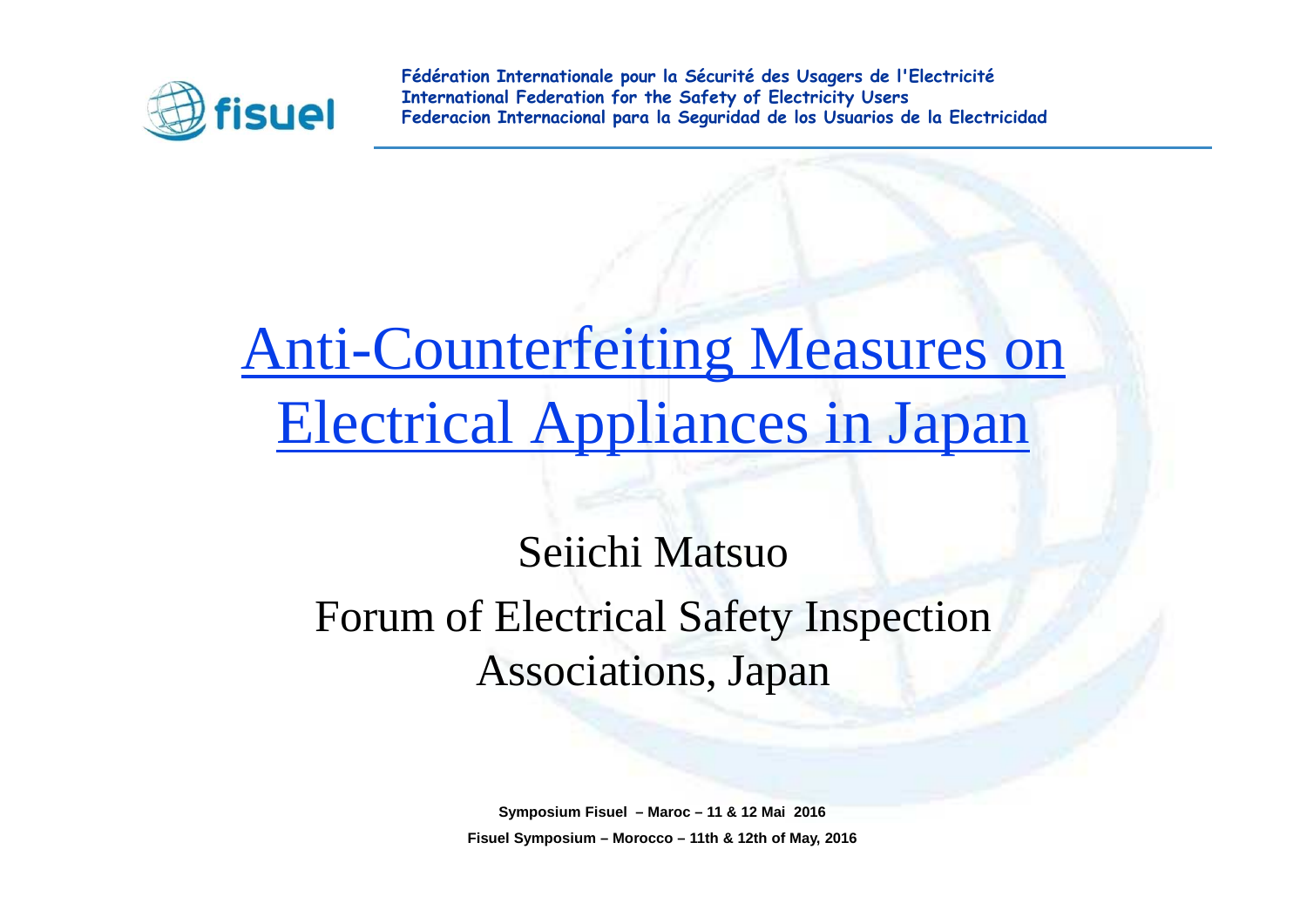Fédération Internationale pour la Sécurité des Usagers de l'Electricité
International Federation for the Safety of Electricity Users
Federacion Internacional para la Seguridad de los Usuarios de la Electricidad

# Anti-Counterfeiting Measures on Electrical Appliances in Japan

Seiichi Matsuo

Forum of Electrical Safety Inspection Associations, Japan

**Symposium Fisuel – Maroc – 11 & 12 Mai 2016**

**Fisuel Symposium – Morocco – 11th & 12th of May, 2016**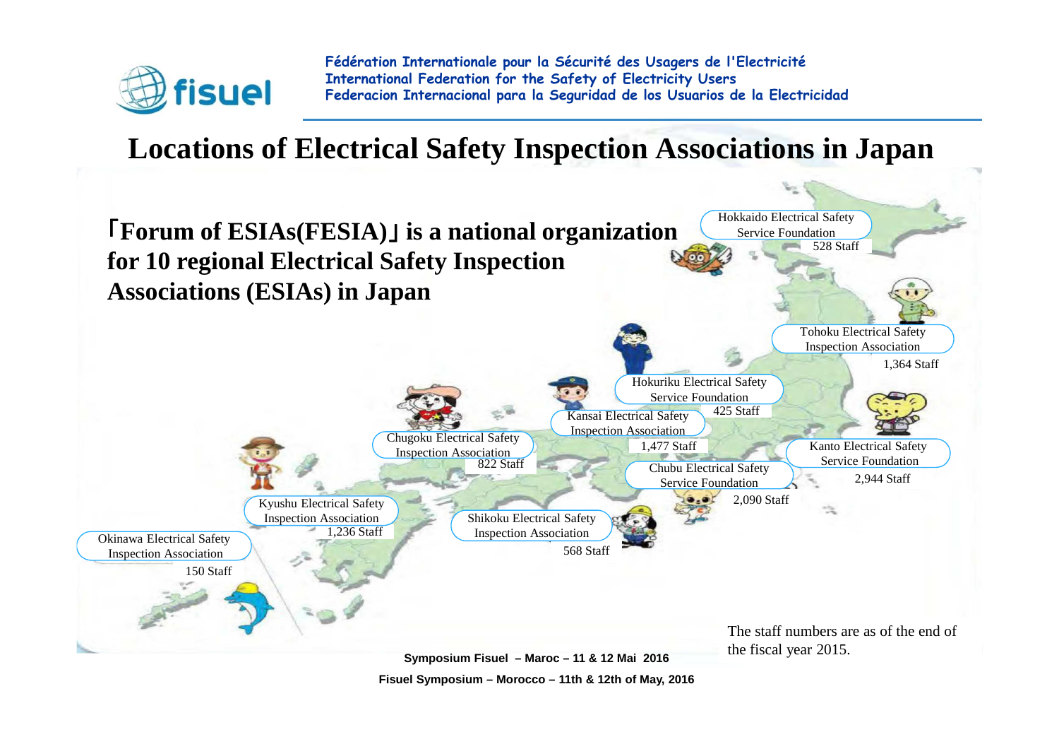# Locations of Electrical Safety Inspection Associations in Japan

**「Forum of ESIAs(FESIA)」is a national organization for 10 regional Electrical Safety Inspection Associations (ESIAs) in Japan**

- Hokkaido Electrical Safety Service Foundation — 528 Staff
- Tohoku Electrical Safety Inspection Association — 1,364 Staff
- Hokuriku Electrical Safety Service Foundation — 425 Staff
- Kansai Electrical Safety Inspection Association — 1,477 Staff
- Chugoku Electrical Safety Inspection Association — 822 Staff
- Kanto Electrical Safety Service Foundation — 2,944 Staff
- Chubu Electrical Safety Service Foundation — 2,090 Staff
- Kyushu Electrical Safety Inspection Association — 1,236 Staff
- Shikoku Electrical Safety Inspection Association — 568 Staff
- Okinawa Electrical Safety Inspection Association — 150 Staff

The staff numbers are as of the end of the fiscal year 2015.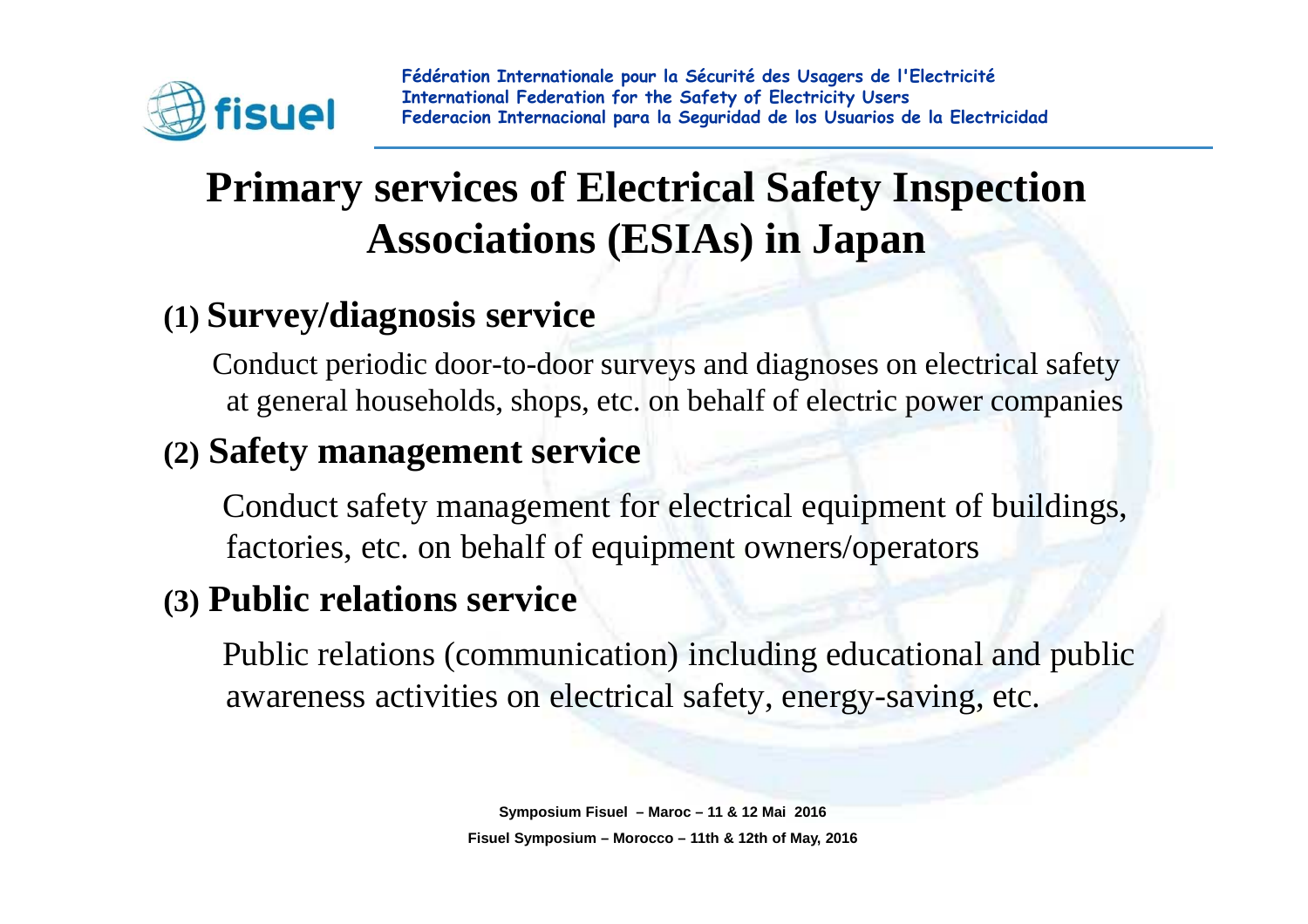# Primary services of Electrical Safety Inspection Associations (ESIAs) in Japan

## (1) Survey/diagnosis service

Conduct periodic door-to-door surveys and diagnoses on electrical safety at general households, shops, etc. on behalf of electric power companies

## (2) Safety management service

Conduct safety management for electrical equipment of buildings, factories, etc. on behalf of equipment owners/operators

## (3) Public relations service

Public relations (communication) including educational and public awareness activities on electrical safety, energy-saving, etc.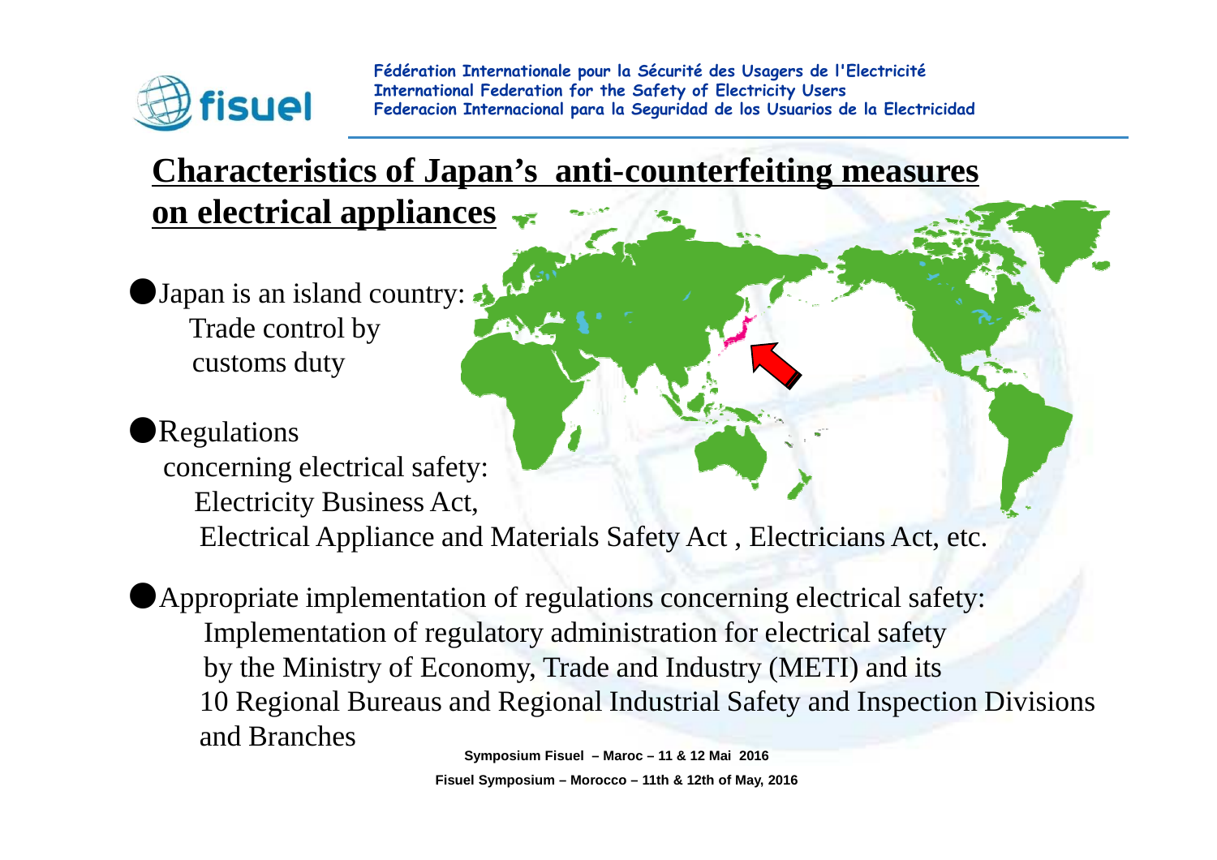## Characteristics of Japan's anti-counterfeiting measures on electrical appliances

- Japan is an island country:
  Trade control by customs duty

- Regulations concerning electrical safety:
  Electricity Business Act,
  Electrical Appliance and Materials Safety Act , Electricians Act, etc.

- Appropriate implementation of regulations concerning electrical safety:
  Implementation of regulatory administration for electrical safety by the Ministry of Economy, Trade and Industry (METI) and its 10 Regional Bureaus and Regional Industrial Safety and Inspection Divisions and Branches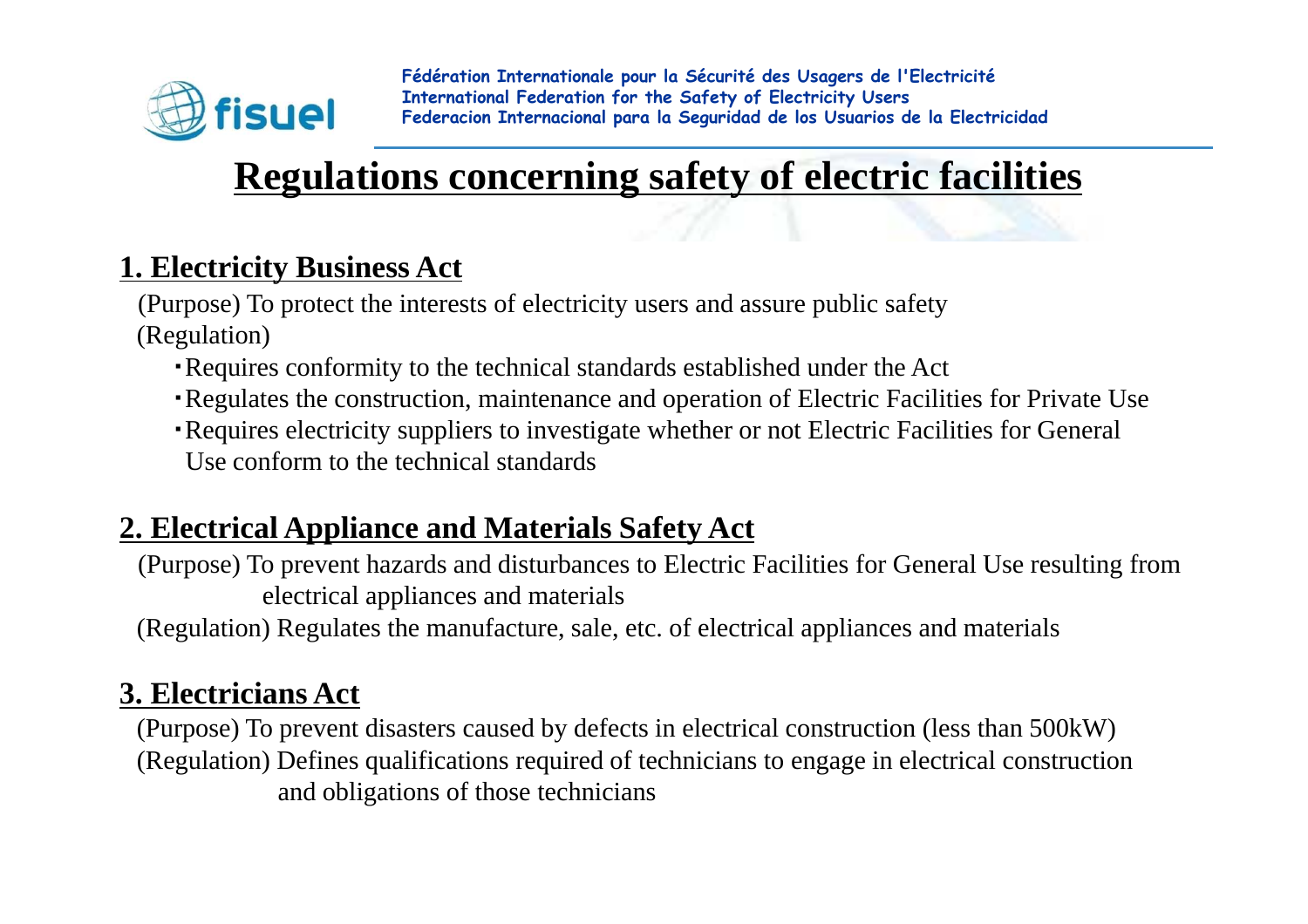# Regulations concerning safety of electric facilities

## 1. Electricity Business Act

(Purpose) To protect the interests of electricity users and assure public safety

(Regulation)

- Requires conformity to the technical standards established under the Act
- Regulates the construction, maintenance and operation of Electric Facilities for Private Use
- Requires electricity suppliers to investigate whether or not Electric Facilities for General Use conform to the technical standards

## 2. Electrical Appliance and Materials Safety Act

(Purpose) To prevent hazards and disturbances to Electric Facilities for General Use resulting from electrical appliances and materials

(Regulation) Regulates the manufacture, sale, etc. of electrical appliances and materials

## 3. Electricians Act

(Purpose) To prevent disasters caused by defects in electrical construction (less than 500kW)

(Regulation) Defines qualifications required of technicians to engage in electrical construction and obligations of those technicians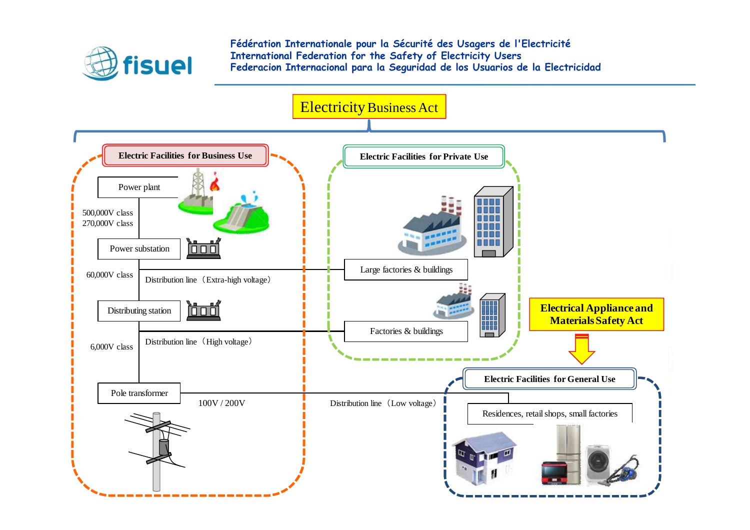Fédération Internationale pour la Sécurité des Usagers de l'Electricité
International Federation for the Safety of Electricity Users
Federacion Internacional para la Seguridad de los Usuarios de la Electricidad

# Electricity Business Act

**Electric Facilities for Business Use**

- Power plant
- 500,000V class
- 270,000V class
- Power substation
- 60,000V class
- Distribution line（Extra-high voltage）
- Distributing station
- 6,000V class
- Distribution line（High voltage）
- Pole transformer
- 100V / 200V

**Electric Facilities for Private Use**

- Large factories & buildings
- Factories & buildings

Distribution line（Low voltage）

**Electrical Appliance and Materials Safety Act**

**Electric Facilities for General Use**

- Residences, retail shops, small factories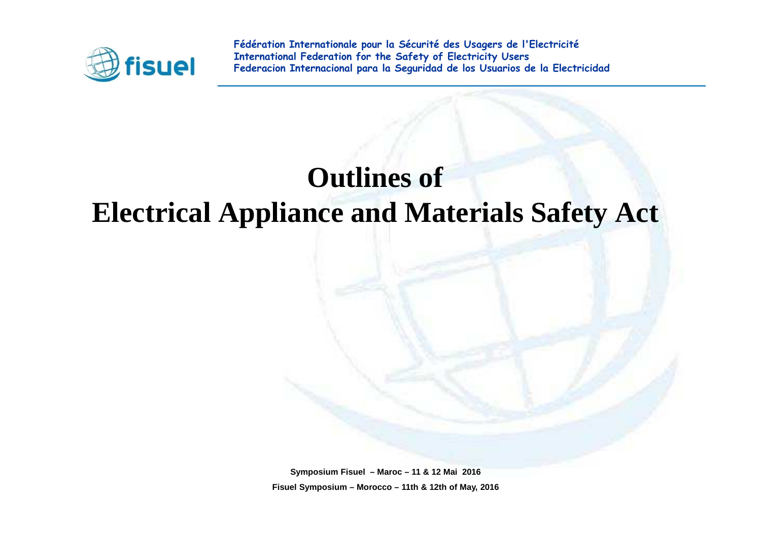# Outlines of
# Electrical Appliance and Materials Safety Act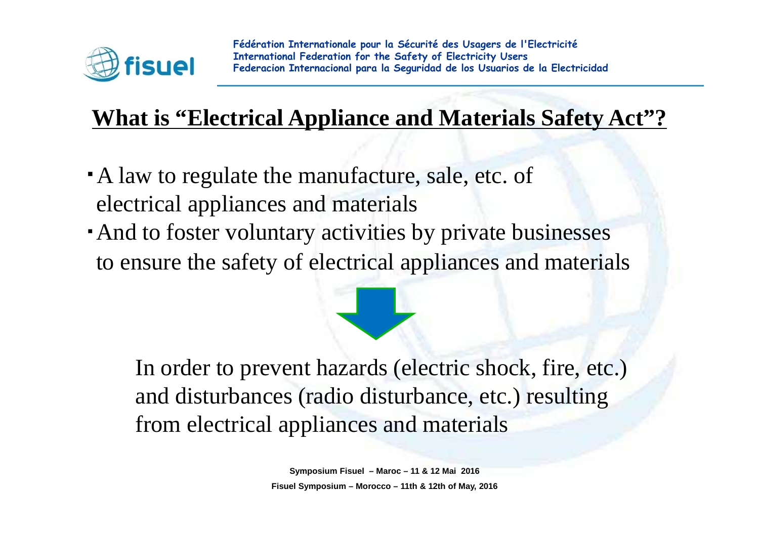## What is "Electrical Appliance and Materials Safety Act"?

- A law to regulate the manufacture, sale, etc. of electrical appliances and materials
- And to foster voluntary activities by private businesses to ensure the safety of electrical appliances and materials

In order to prevent hazards (electric shock, fire, etc.) and disturbances (radio disturbance, etc.) resulting from electrical appliances and materials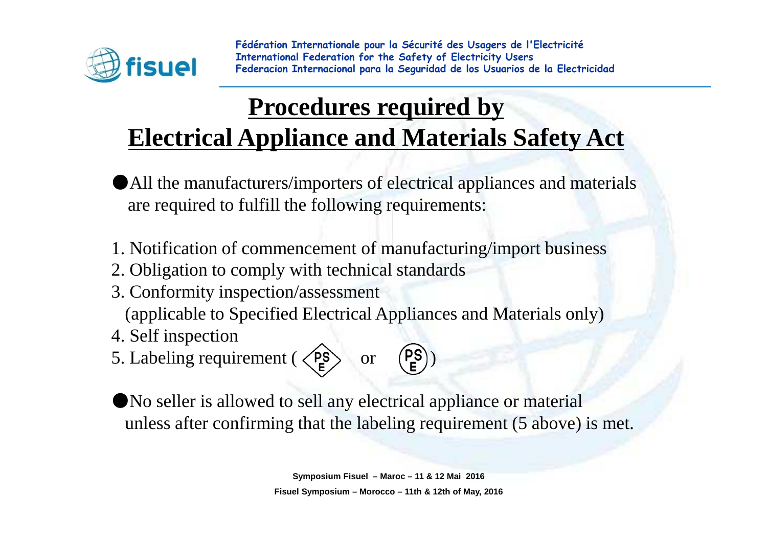# Procedures required by Electrical Appliance and Materials Safety Act

- All the manufacturers/importers of electrical appliances and materials are required to fulfill the following requirements:

1. Notification of commencement of manufacturing/import business
2. Obligation to comply with technical standards
3. Conformity inspection/assessment (applicable to Specified Electrical Appliances and Materials only)
4. Self inspection
5. Labeling requirement ( PSE or PSE )

- No seller is allowed to sell any electrical appliance or material unless after confirming that the labeling requirement (5 above) is met.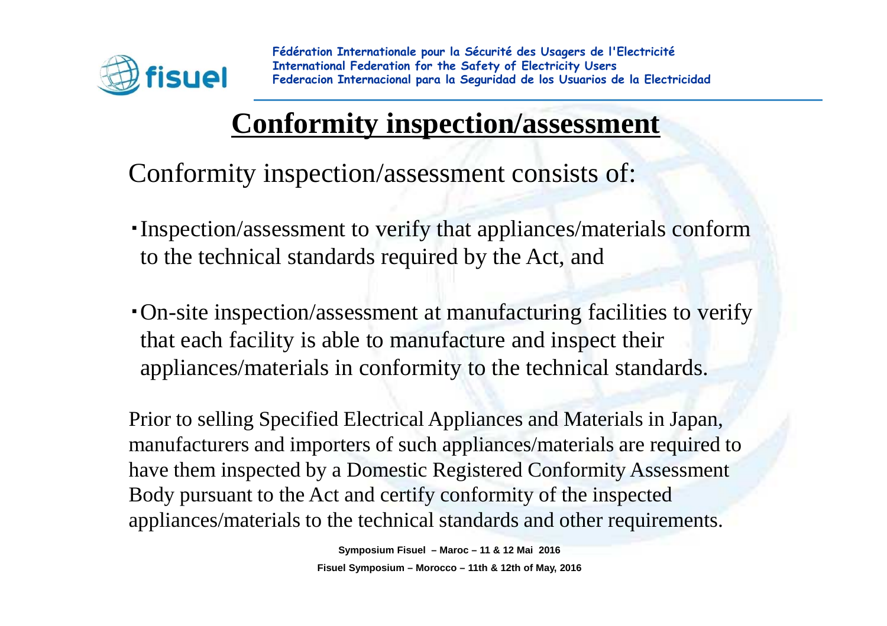## Conformity inspection/assessment

Conformity inspection/assessment consists of:

- Inspection/assessment to verify that appliances/materials conform to the technical standards required by the Act, and
- On-site inspection/assessment at manufacturing facilities to verify that each facility is able to manufacture and inspect their appliances/materials in conformity to the technical standards.

Prior to selling Specified Electrical Appliances and Materials in Japan, manufacturers and importers of such appliances/materials are required to have them inspected by a Domestic Registered Conformity Assessment Body pursuant to the Act and certify conformity of the inspected appliances/materials to the technical standards and other requirements.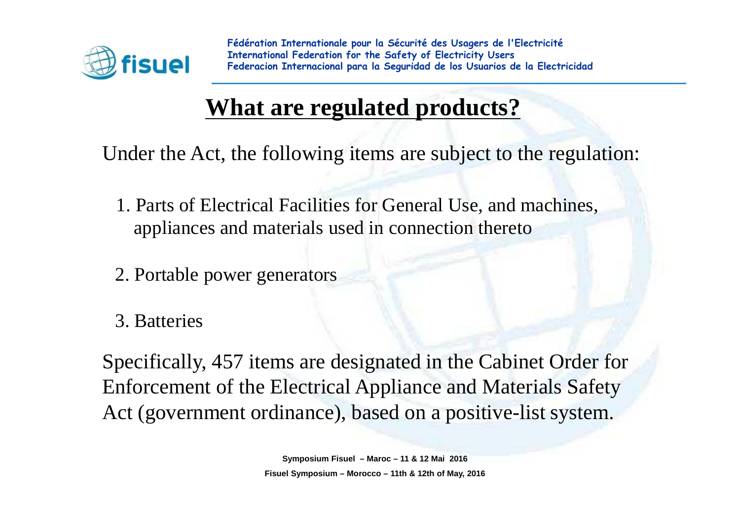# What are regulated products?

Under the Act, the following items are subject to the regulation:

1. Parts of Electrical Facilities for General Use, and machines, appliances and materials used in connection thereto
2. Portable power generators
3. Batteries

Specifically, 457 items are designated in the Cabinet Order for Enforcement of the Electrical Appliance and Materials Safety Act (government ordinance), based on a positive-list system.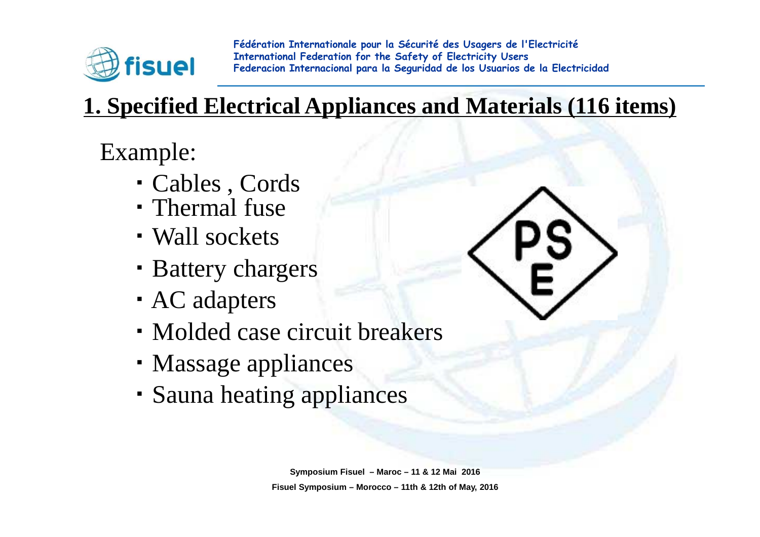## 1. Specified Electrical Appliances and Materials (116 items)

Example:

- Cables , Cords
- Thermal fuse
- Wall sockets
- Battery chargers
- AC adapters
- Molded case circuit breakers
- Massage appliances
- Sauna heating appliances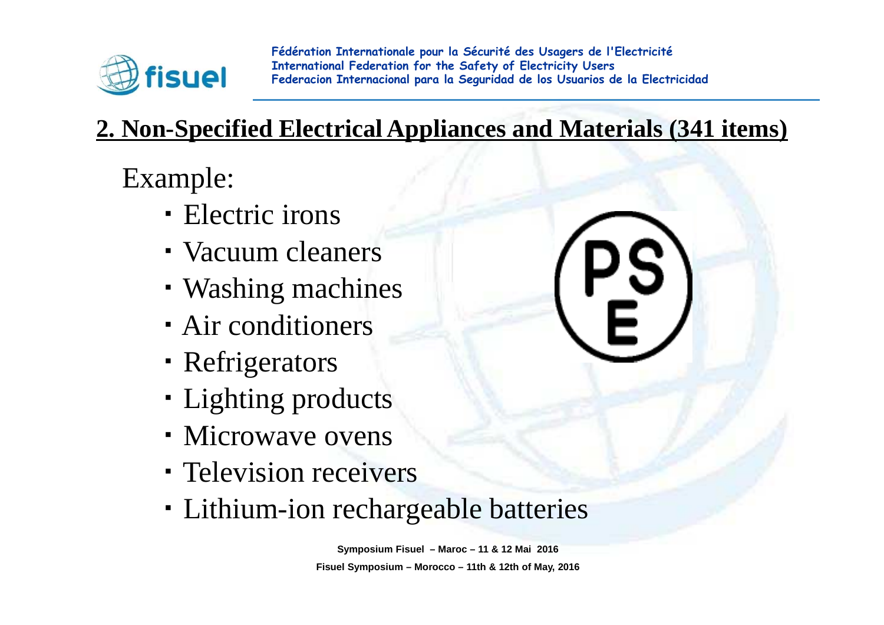## 2. Non-Specified Electrical Appliances and Materials (341 items)

Example:

- Electric irons
- Vacuum cleaners
- Washing machines
- Air conditioners
- Refrigerators
- Lighting products
- Microwave ovens
- Television receivers
- Lithium-ion rechargeable batteries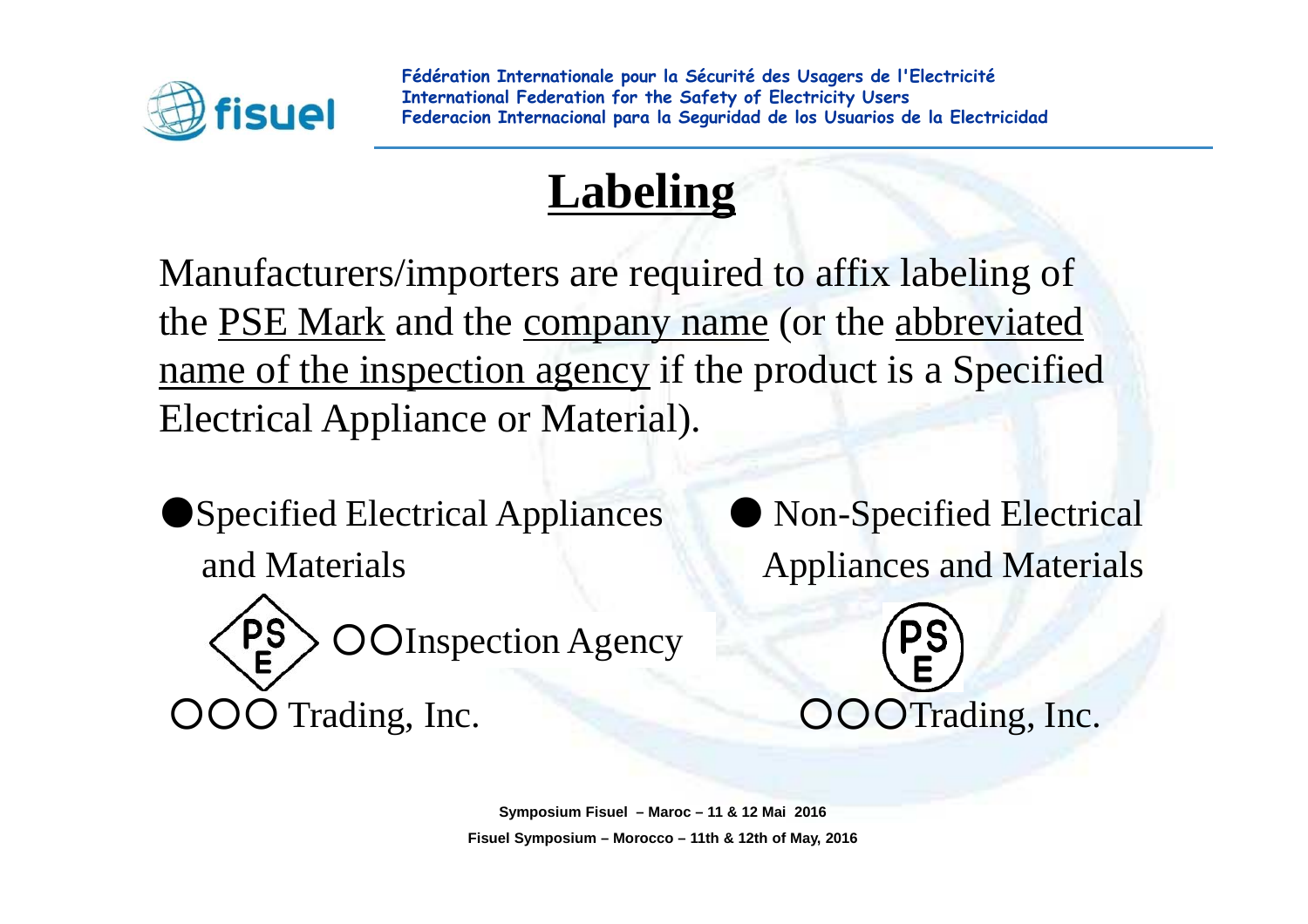# Labeling

Manufacturers/importers are required to affix labeling of the PSE Mark and the company name (or the abbreviated name of the inspection agency if the product is a Specified Electrical Appliance or Material).

- Specified Electrical Appliances and Materials

  PSE ○○Inspection Agency

  ○○○ Trading, Inc.

- Non-Specified Electrical Appliances and Materials

  PSE

  ○○○Trading, Inc.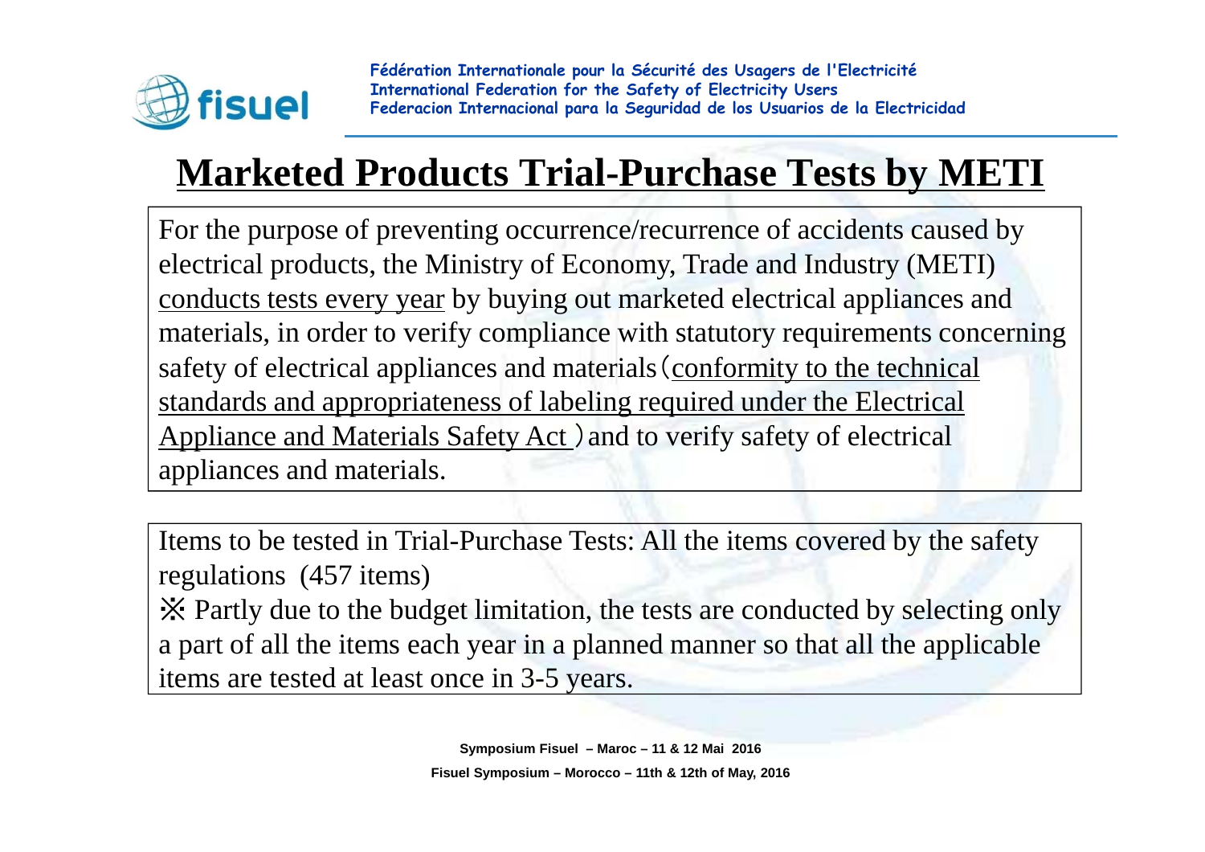# Marketed Products Trial-Purchase Tests by METI

For the purpose of preventing occurrence/recurrence of accidents caused by electrical products, the Ministry of Economy, Trade and Industry (METI) conducts tests every year by buying out marketed electrical appliances and materials, in order to verify compliance with statutory requirements concerning safety of electrical appliances and materials（conformity to the technical standards and appropriateness of labeling required under the Electrical Appliance and Materials Safety Act ）and to verify safety of electrical appliances and materials.

Items to be tested in Trial-Purchase Tests: All the items covered by the safety regulations (457 items)

※ Partly due to the budget limitation, the tests are conducted by selecting only a part of all the items each year in a planned manner so that all the applicable items are tested at least once in 3-5 years.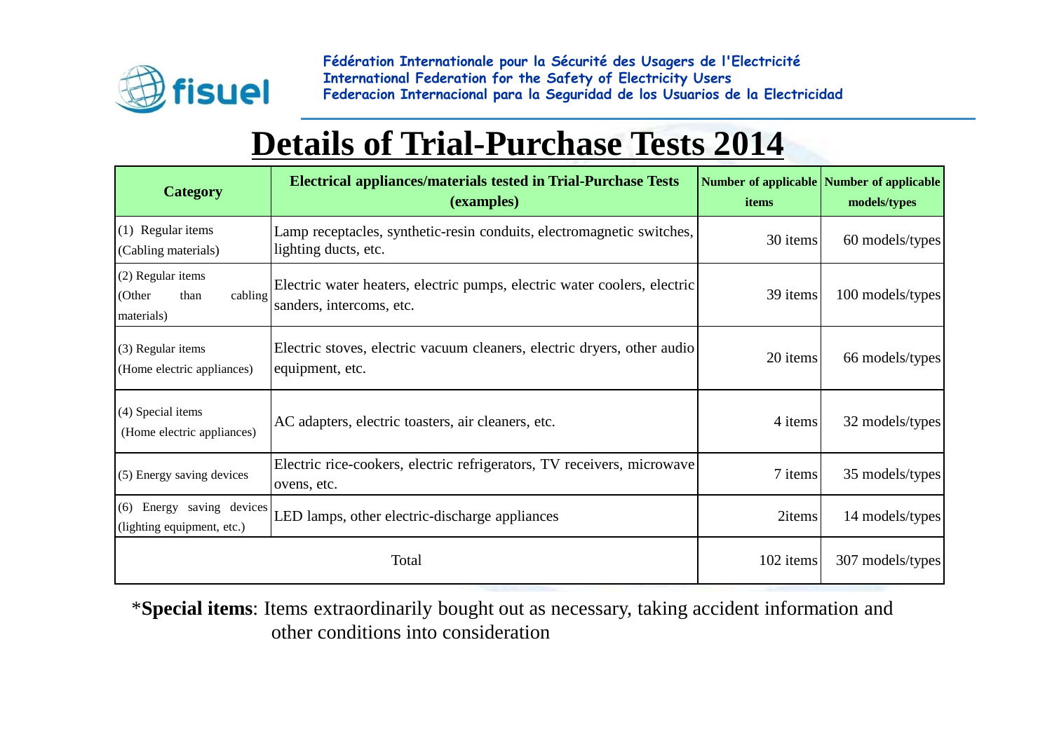Fédération Internationale pour la Sécurité des Usagers de l'Electricité
International Federation for the Safety of Electricity Users
Federacion Internacional para la Seguridad de los Usuarios de la Electricidad

# Details of Trial-Purchase Tests 2014

| Category | Electrical appliances/materials tested in Trial-Purchase Tests (examples) | Number of applicable items | Number of applicable models/types |
|---|---|---|---|
| (1) Regular items (Cabling materials) | Lamp receptacles, synthetic-resin conduits, electromagnetic switches, lighting ducts, etc. | 30 items | 60 models/types |
| (2) Regular items (Other than cabling materials) | Electric water heaters, electric pumps, electric water coolers, electric sanders, intercoms, etc. | 39 items | 100 models/types |
| (3) Regular items (Home electric appliances) | Electric stoves, electric vacuum cleaners, electric dryers, other audio equipment, etc. | 20 items | 66 models/types |
| (4) Special items (Home electric appliances) | AC adapters, electric toasters, air cleaners, etc. | 4 items | 32 models/types |
| (5) Energy saving devices | Electric rice-cookers, electric refrigerators, TV receivers, microwave ovens, etc. | 7 items | 35 models/types |
| (6) Energy saving devices (lighting equipment, etc.) | LED lamps, other electric-discharge appliances | 2items | 14 models/types |
| Total | | 102 items | 307 models/types |

*__Special items__: Items extraordinarily bought out as necessary, taking accident information and other conditions into consideration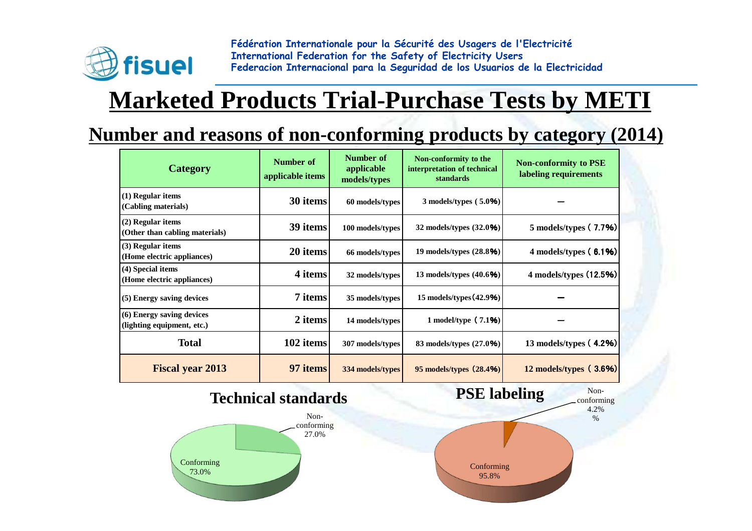Fédération Internationale pour la Sécurité des Usagers de l'Electricité
International Federation for the Safety of Electricity Users
Federacion Internacional para la Seguridad de los Usuarios de la Electricidad

# Marketed Products Trial-Purchase Tests by METI

## Number and reasons of non-conforming products by category (2014)

| Category | Number of applicable items | Number of applicable models/types | Non-conformity to the interpretation of technical standards | Non-conformity to PSE labeling requirements |
|---|---|---|---|---|
| (1) Regular items (Cabling materials) | 30 items | 60 models/types | 3 models/types ( 5.0%) | – |
| (2) Regular items (Other than cabling materials) | 39 items | 100 models/types | 32 models/types (32.0%) | 5 models/types ( 7.7%) |
| (3) Regular items (Home electric appliances) | 20 items | 66 models/types | 19 models/types (28.8%) | 4 models/types ( 6.1%) |
| (4) Special items (Home electric appliances) | 4 items | 32 models/types | 13 models/types (40.6%) | 4 models/types (12.5%) |
| (5) Energy saving devices | 7 items | 35 models/types | 15 models/types (42.9%) | – |
| (6) Energy saving devices (lighting equipment, etc.) | 2 items | 14 models/types | 1 model/type ( 7.1%) | – |
| Total | 102 items | 307 models/types | 83 models/types (27.0%) | 13 models/types ( 4.2%) |
| Fiscal year 2013 | 97 items | 334 models/types | 95 models/types (28.4%) | 12 models/types ( 3.6%) |

**Technical standards**

Non-conforming 27.0%
Conforming 73.0%

**PSE labeling**

Non-conforming 4.2%
Conforming 95.8%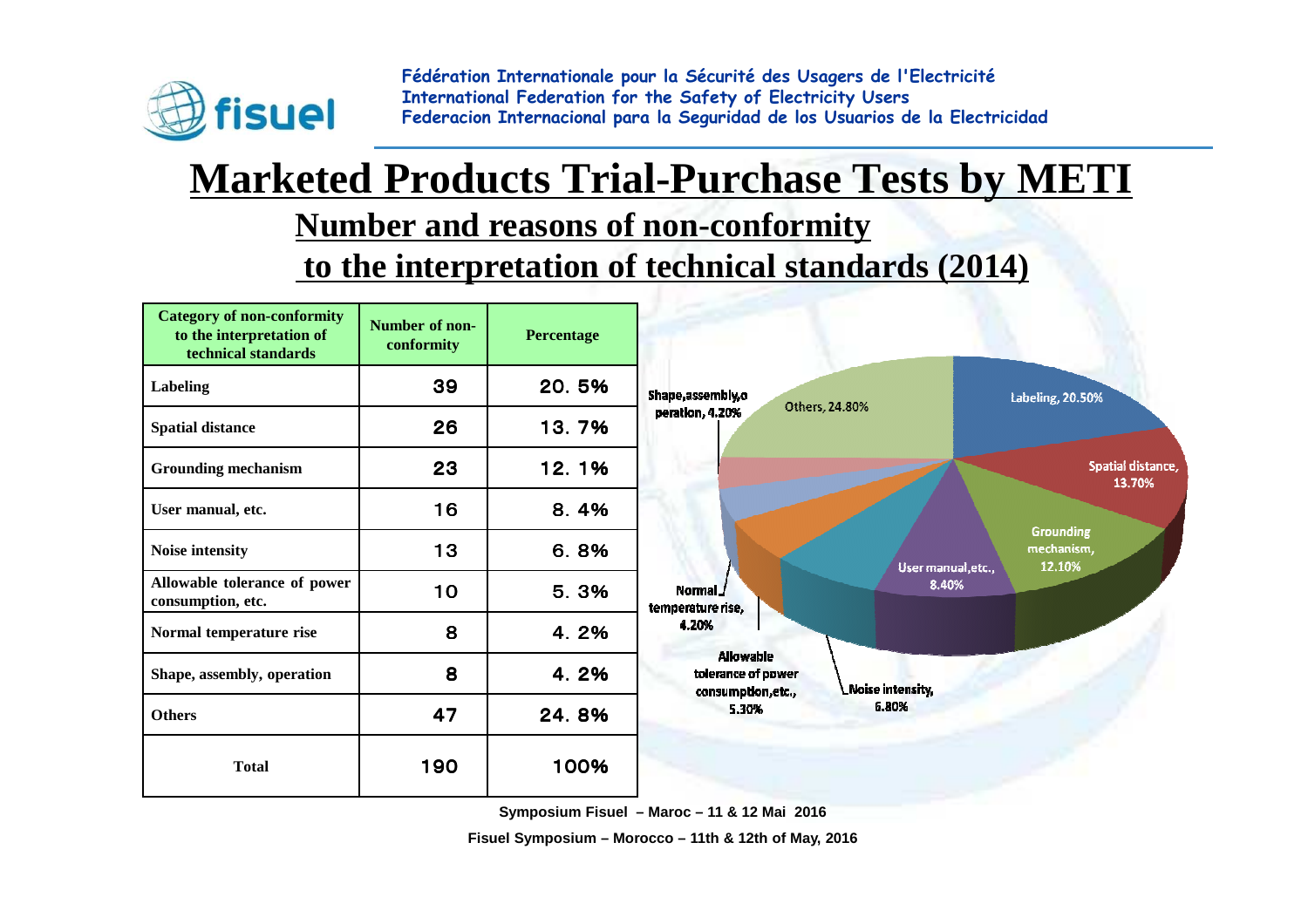Fédération Internationale pour la Sécurité des Usagers de l'Electricité
International Federation for the Safety of Electricity Users
Federacion Internacional para la Seguridad de los Usuarios de la Electricidad

# Marketed Products Trial-Purchase Tests by METI

## Number and reasons of non-conformity to the interpretation of technical standards (2014)

| Category of non-conformity to the interpretation of technical standards | Number of non-conformity | Percentage |
|---|---|---|
| Labeling | 39 | 20. 5% |
| Spatial distance | 26 | 13. 7% |
| Grounding mechanism | 23 | 12. 1% |
| User manual, etc. | 16 | 8. 4% |
| Noise intensity | 13 | 6. 8% |
| Allowable tolerance of power consumption, etc. | 10 | 5. 3% |
| Normal temperature rise | 8 | 4. 2% |
| Shape, assembly, operation | 8 | 4. 2% |
| Others | 47 | 24. 8% |
| Total | 190 | 100% |

Labeling, 20.50%; Spatial distance, 13.70%; Grounding mechanism, 12.10%; User manual,etc., 8.40%; Noise intensity, 6.80%; Allowable tolerance of power consumption,etc., 5.30%; Normal temperature rise, 4.20%; Shape,assembly,operation, 4.20%; Others, 24.80%

Symposium Fisuel – Maroc – 11 & 12 Mai 2016

Fisuel Symposium – Morocco – 11th & 12th of May, 2016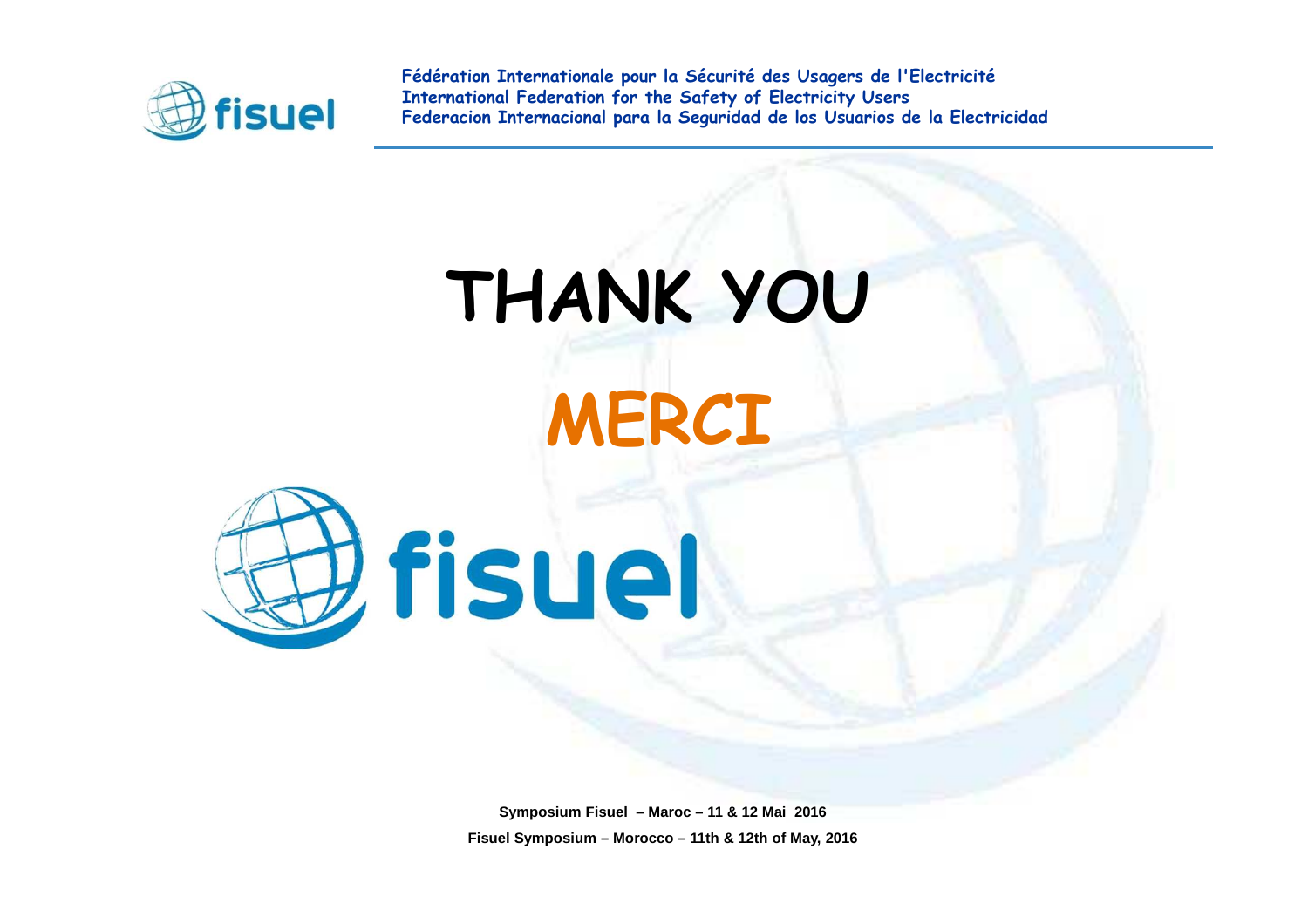# THANK YOU

# MERCI

fisuel

Symposium Fisuel – Maroc – 11 & 12 Mai 2016

Fisuel Symposium – Morocco – 11th & 12th of May, 2016